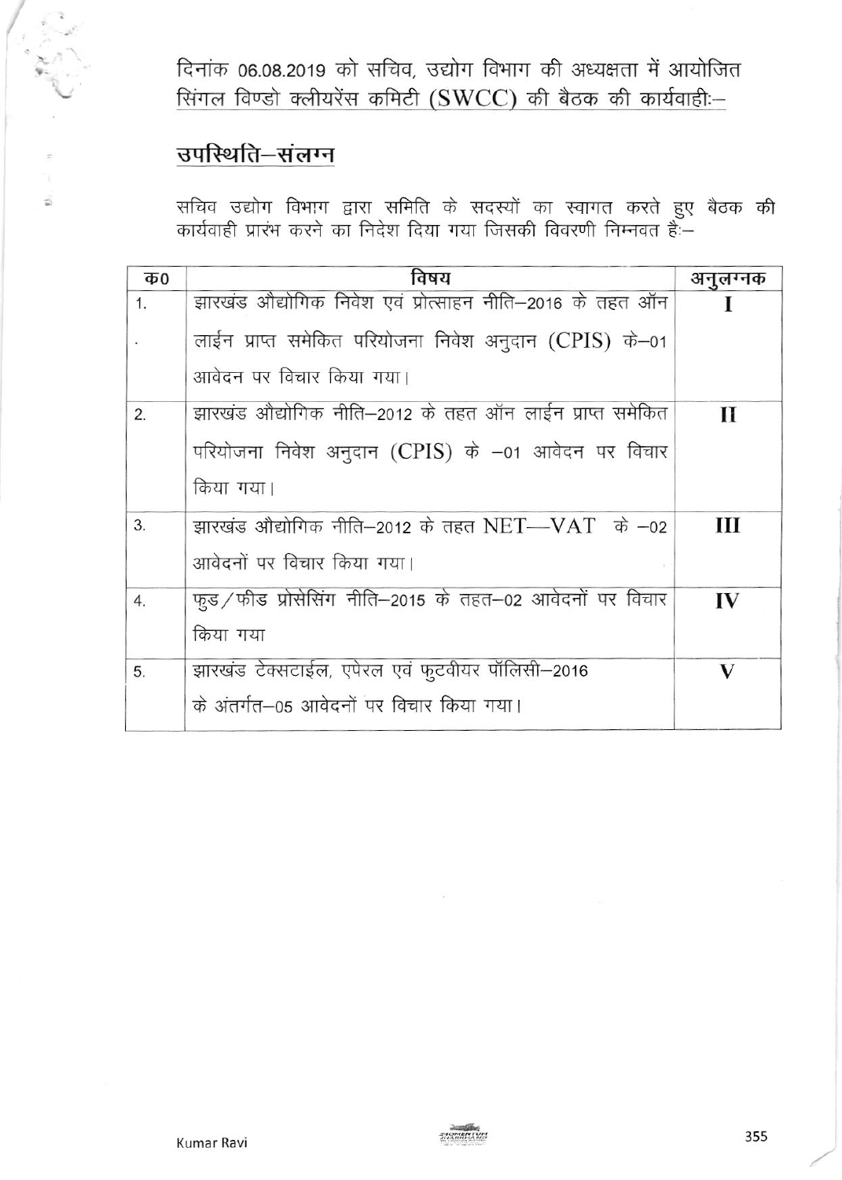दिनांक 06.08.2019 को सचिव, उद्योग विभाग की अध्यक्षता में आयोजित सिंगल विण्डो क्लीयरेंस कमिटी (SWCC) की बैठक की कार्यवाहीः–

## उपस्थिति–संलग्न

सचिव उद्योग विभाग द्वारा समिति के सदस्यों का स्वागत करते हुए बैठक की कार्यवाही प्रारंभ करने का निदेश दिया गया जिसकी विवरणी निम्नवत हैः–

| क0 | विषय | अनुलग्नक |
|---|---|---|
| 1. | झारखंड औद्योगिक निवेश एवं प्रोत्साहन नीति–2016 के तहत ऑन लाईन प्राप्त समेकित परियोजना निवेश अनुदान (CPIS) के–01 आवेदन पर विचार किया गया। | I |
| 2. | झारखंड औद्योगिक नीति–2012 के तहत ऑन लाईन प्राप्त समेकित परियोजना निवेश अनुदान (CPIS) के –01 आवेदन पर विचार किया गया। | II |
| 3. | झारखंड औद्योगिक नीति–2012 के तहत NET—VAT के –02 आवेदनों पर विचार किया गया। | III |
| 4. | फुड/फीड प्रोसेसिंग नीति–2015 के तहत–02 आवेदनों पर विचार किया गया | IV |
| 5. | झारखंड टेक्सटाईल, एपेरल एवं फुटवीयर पॉलिसी–2016 के अंतर्गत–05 आवेदनों पर विचार किया गया। | V |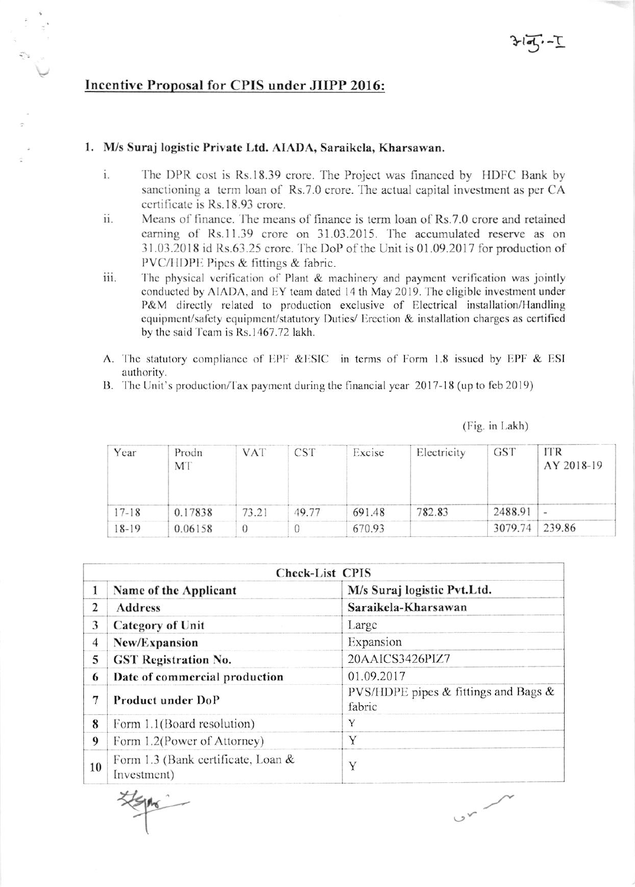अनु.-I

## Incentive Proposal for CPIS under JIIPP 2016:

### 1. M/s Suraj logistic Private Ltd. AIADA, Saraikela, Kharsawan.

i. The DPR cost is Rs.18.39 crore. The Project was financed by HDFC Bank by sanctioning a term loan of Rs.7.0 crore. The actual capital investment as per CA certificate is Rs.18.93 crore.

ii. Means of finance. The means of finance is term loan of Rs.7.0 crore and retained earning of Rs.11.39 crore on 31.03.2015. The accumulated reserve as on 31.03.2018 id Rs.63.25 crore. The DoP of the Unit is 01.09.2017 for production of PVC/HDPE Pipes & fittings & fabric.

iii. The physical verification of Plant & machinery and payment verification was jointly conducted by AIADA, and EY team dated 14 th May 2019. The eligible investment under P&M directly related to production exclusive of Electrical installation/Handling equipment/safety equipment/statutory Duties/ Erection & installation charges as certified by the said Team is Rs.1467.72 lakh.

A. The statutory compliance of EPF &ESIC in terms of Form 1.8 issued by EPF & ESI authority.

B. The Unit's production/Tax payment during the financial year 2017-18 (up to feb 2019)

(Fig. in Lakh)

| Year | Prodn MT | VAT | CST | Excise | Electricity | GST | ITR AY 2018-19 |
|---|---|---|---|---|---|---|---|
| 17-18 | 0.17838 | 73.21 | 49.77 | 691.48 | 782.83 | 2488.91 | - |
| 18-19 | 0.06158 | 0 | 0 | 670.93 | | 3079.74 | 239.86 |

| Check-List CPIS | | |
|---|---|---|
| 1 | Name of the Applicant | M/s Suraj logistic Pvt.Ltd. |
| 2 | Address | Saraikela-Kharsawan |
| 3 | Category of Unit | Large |
| 4 | New/Expansion | Expansion |
| 5 | GST Registration No. | 20AAICS3426PIZ7 |
| 6 | Date of commercial production | 01.09.2017 |
| 7 | Product under DoP | PVS/HDPE pipes & fittings and Bags & fabric |
| 8 | Form 1.1(Board resolution) | Y |
| 9 | Form 1.2(Power of Attorney) | Y |
| 10 | Form 1.3 (Bank certificate, Loan & Investment) | Y |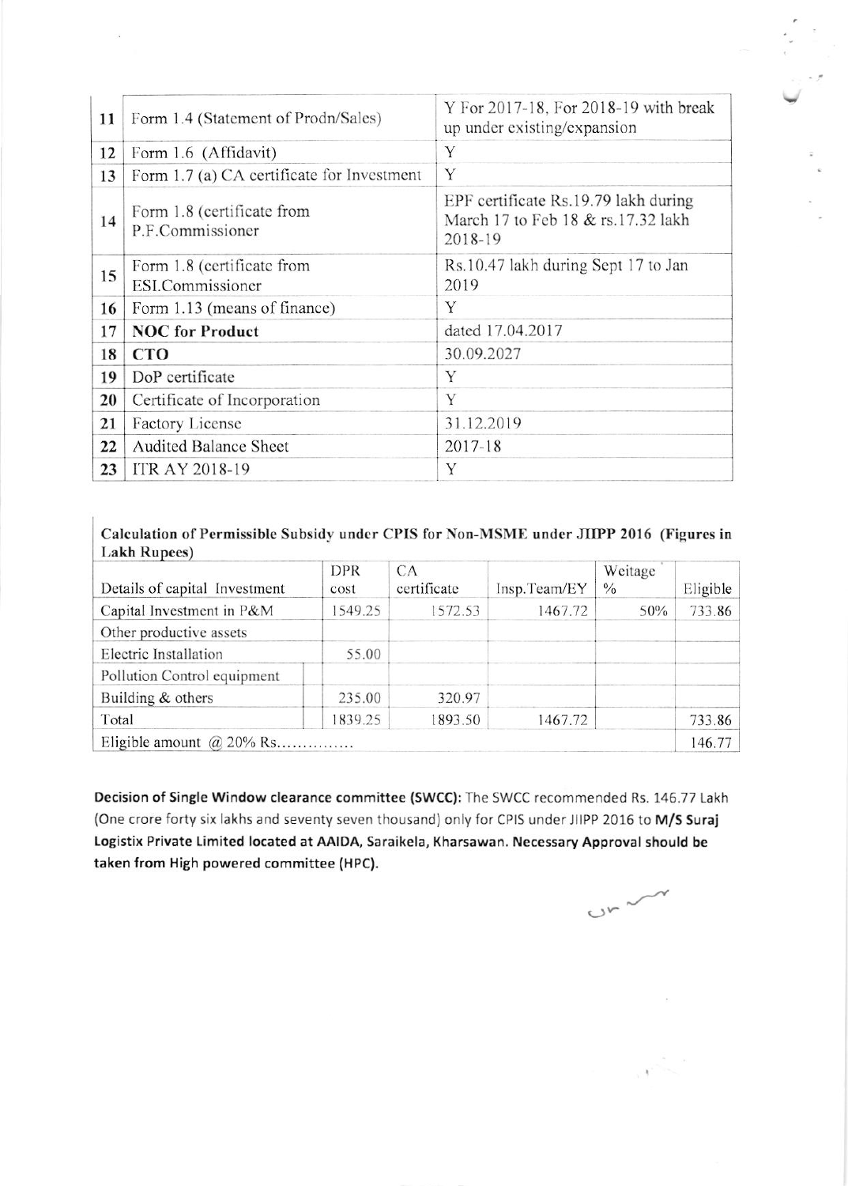| 11 | Form 1.4 (Statement of Prodn/Sales) | Y For 2017-18, For 2018-19 with break up under existing/expansion |
|---|---|---|
| 12 | Form 1.6 (Affidavit) | Y |
| 13 | Form 1.7 (a) CA certificate for Investment | Y |
| 14 | Form 1.8 (certificate from P.F.Commissioner | EPF certificate Rs.19.79 lakh during March 17 to Feb 18 & rs.17.32 lakh 2018-19 |
| 15 | Form 1.8 (certificate from ESI.Commissioner | Rs.10.47 lakh during Sept 17 to Jan 2019 |
| 16 | Form 1.13 (means of finance) | Y |
| 17 | **NOC for Product** | dated 17.04.2017 |
| 18 | **CTO** | 30.09.2027 |
| 19 | DoP certificate | Y |
| 20 | Certificate of Incorporation | Y |
| 21 | Factory License | 31.12.2019 |
| 22 | Audited Balance Sheet | 2017-18 |
| 23 | ITR AY 2018-19 | Y |

**Calculation of Permissible Subsidy under CPIS for Non-MSME under JIIPP 2016 (Figures in Lakh Rupees)**

| Details of capital Investment | DPR cost | CA certificate | Insp.Team/EY | Weitage % | Eligible |
|---|---|---|---|---|---|
| Capital Investment in P&M | 1549.25 | 1572.53 | 1467.72 | 50% | 733.86 |
| Other productive assets | | | | | |
| Electric Installation | 55.00 | | | | |
| Pollution Control equipment | | | | | |
| Building & others | 235.00 | 320.97 | | | |
| Total | 1839.25 | 1893.50 | 1467.72 | | 733.86 |
| Eligible amount @ 20% Rs.............. | | | | | 146.77 |

**Decision of Single Window clearance committee (SWCC):** The SWCC recommended Rs. 146.77 Lakh (One crore forty six lakhs and seventy seven thousand) only for CPIS under JIIPP 2016 to **M/S Suraj Logistix Private Limited located at AAIDA, Saraikela, Kharsawan. Necessary Approval should be taken from High powered committee (HPC).**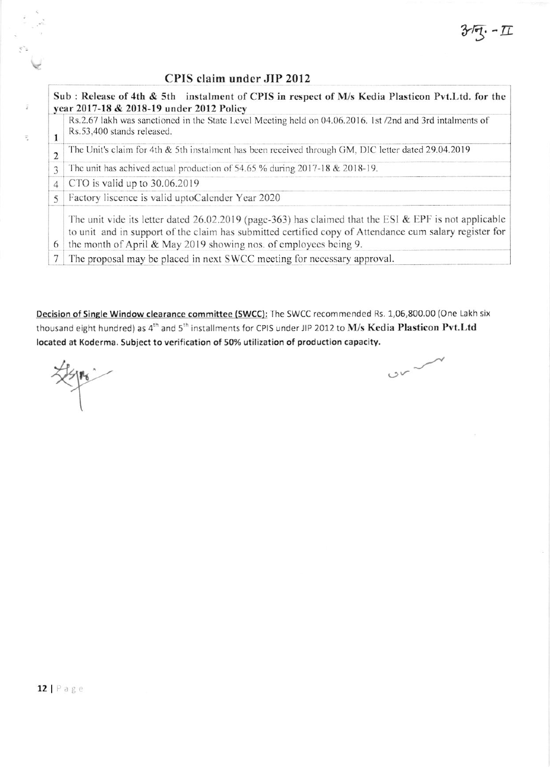अनु. - II

## CPIS claim under JIP 2012

| Sub : Release of 4th & 5th instalment of CPIS in respect of M/s Kedia Plasticon Pvt.Ltd. for the year 2017-18 & 2018-19 under 2012 Policy | |
|---|---|
| 1 | Rs.2.67 lakh was sanctioned in the State Level Meeting held on 04.06.2016. 1st /2nd and 3rd intalments of Rs.53,400 stands released. |
| 2 | The Unit's claim for 4th & 5th instalment has been received through GM, DIC letter dated 29.04.2019 |
| 3 | The unit has achived actual production of 54.65 % during 2017-18 & 2018-19. |
| 4 | CTO is valid up to 30.06.2019 |
| 5 | Factory liscence is valid uptoCalender Year 2020 |
| 6 | The unit vide its letter dated 26.02.2019 (page-363) has claimed that the ESI & EPF is not applicable to unit and in support of the claim has submitted certified copy of Attendance cum salary register for the month of April & May 2019 showing nos. of employees being 9. |
| 7 | The proposal may be placed in next SWCC meeting for necessary approval. |

**Decision of Single Window clearance committee (SWCC):** The SWCC recommended Rs. 1,06,800.00 (One Lakh six thousand eight hundred) as 4th and 5th installments for CPIS under JIP 2012 to **M/s Kedia Plasticon Pvt.Ltd** **located at Koderma. Subject to verification of 50% utilization of production capacity.**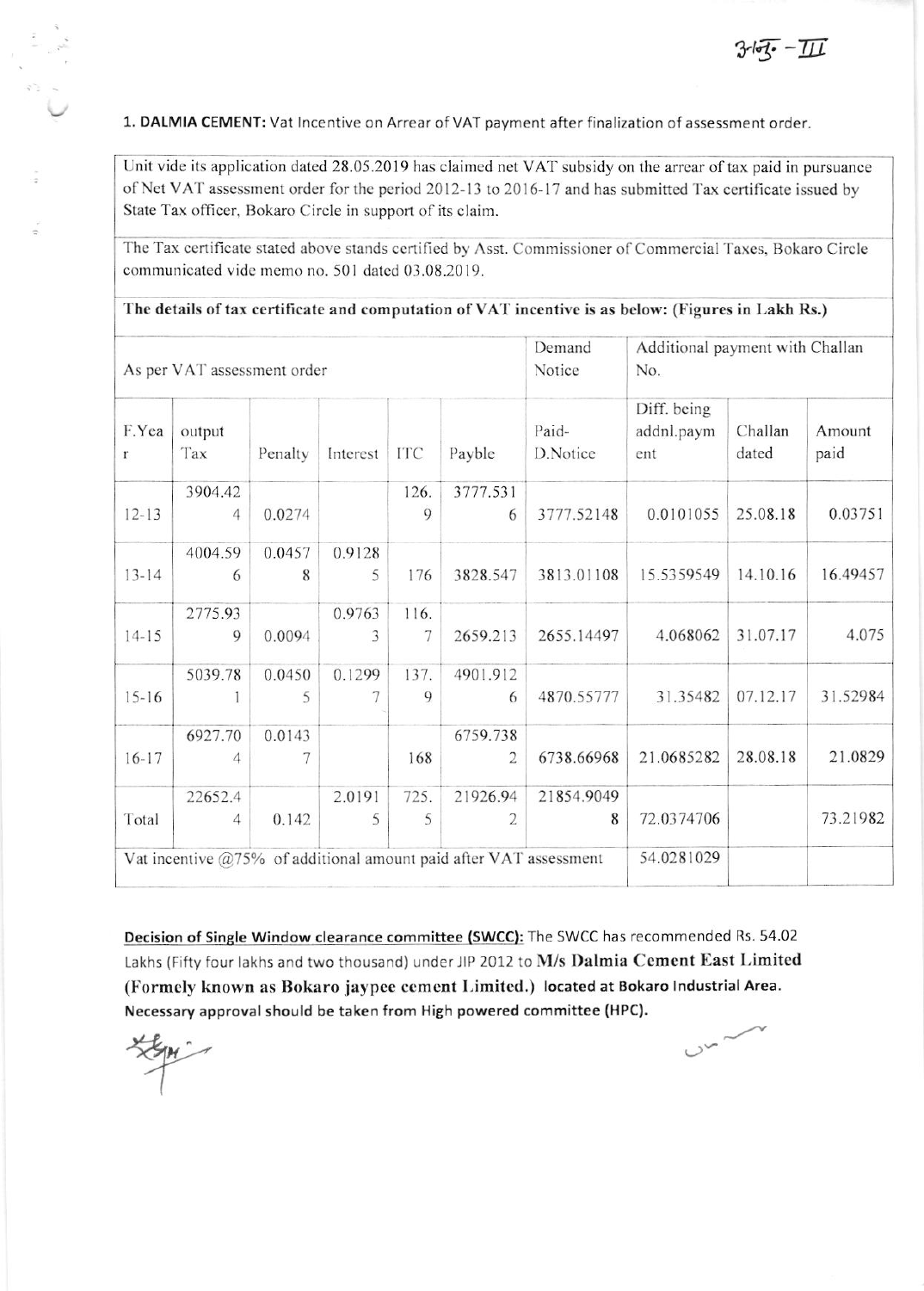अनु. - III

1. **DALMIA CEMENT:** Vat Incentive on Arrear of VAT payment after finalization of assessment order.

Unit vide its application dated 28.05.2019 has claimed net VAT subsidy on the arrear of tax paid in pursuance of Net VAT assessment order for the period 2012-13 to 2016-17 and has submitted Tax certificate issued by State Tax officer, Bokaro Circle in support of its claim.

The Tax certificate stated above stands certified by Asst. Commissioner of Commercial Taxes, Bokaro Circle communicated vide memo no. 501 dated 03.08.2019.

**The details of tax certificate and computation of VAT incentive is as below: (Figures in Lakh Rs.)**

| As per VAT assessment order | | | | | | Demand Notice | Additional payment with Challan No. | | |
|---|---|---|---|---|---|---|---|---|---|
| F.Year | output Tax | Penalty | Interest | ITC | Payble | Paid-D.Notice | Diff. being addnl.payment | Challan dated | Amount paid |
| 12-13 | 3904.424 | 0.0274 | | 126.9 | 3777.5316 | 3777.52148 | 0.0101055 | 25.08.18 | 0.03751 |
| 13-14 | 4004.596 | 0.04578 | 0.91285 | 176 | 3828.547 | 3813.01108 | 15.5359549 | 14.10.16 | 16.49457 |
| 14-15 | 2775.939 | 0.0094 | 0.97633 | 116.7 | 2659.213 | 2655.14497 | 4.068062 | 31.07.17 | 4.075 |
| 15-16 | 5039.781 | 0.04505 | 0.12997 | 137.9 | 4901.9126 | 4870.55777 | 31.35482 | 07.12.17 | 31.52984 |
| 16-17 | 6927.704 | 0.01437 | | 168 | 6759.7382 | 6738.66968 | 21.0685282 | 28.08.18 | 21.0829 |
| Total | 22652.44 | 0.142 | 2.01915 | 725.5 | 21926.942 | 21854.90498 | 72.0374706 | | 73.21982 |
| Vat incentive @75% of additional amount paid after VAT assessment | | | | | | | 54.0281029 | | |

**Decision of Single Window clearance committee (SWCC):** The SWCC has recommended Rs. 54.02 Lakhs (Fifty four lakhs and two thousand) under JIP 2012 to **M/s Dalmia Cement East Limited (Formely known as Bokaro jaypee cement Limited.) located at Bokaro Industrial Area. Necessary approval should be taken from High powered committee (HPC).**